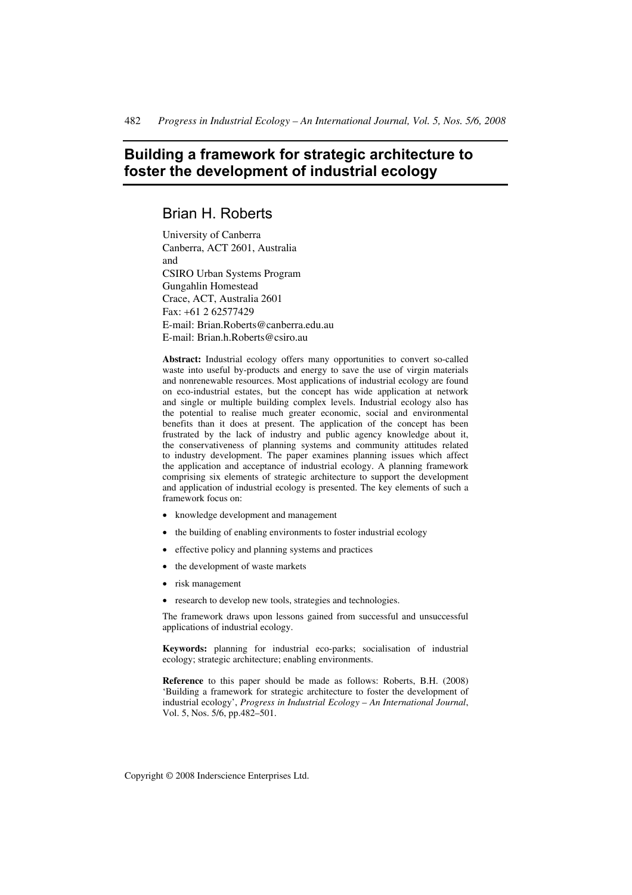# Building a framework for strategic architecture to foster the development of industrial ecology

## Brian H. Roberts

University of Canberra
Canberra, ACT 2601, Australia
and
CSIRO Urban Systems Program
Gungahlin Homestead
Crace, ACT, Australia 2601
Fax: +61 2 62577429
E-mail: Brian.Roberts@canberra.edu.au
E-mail: Brian.h.Roberts@csiro.au

**Abstract:** Industrial ecology offers many opportunities to convert so-called waste into useful by-products and energy to save the use of virgin materials and nonrenewable resources. Most applications of industrial ecology are found on eco-industrial estates, but the concept has wide application at network and single or multiple building complex levels. Industrial ecology also has the potential to realise much greater economic, social and environmental benefits than it does at present. The application of the concept has been frustrated by the lack of industry and public agency knowledge about it, the conservativeness of planning systems and community attitudes related to industry development. The paper examines planning issues which affect the application and acceptance of industrial ecology. A planning framework comprising six elements of strategic architecture to support the development and application of industrial ecology is presented. The key elements of such a framework focus on:

- knowledge development and management
- the building of enabling environments to foster industrial ecology
- effective policy and planning systems and practices
- the development of waste markets
- risk management
- research to develop new tools, strategies and technologies.

The framework draws upon lessons gained from successful and unsuccessful applications of industrial ecology.

**Keywords:** planning for industrial eco-parks; socialisation of industrial ecology; strategic architecture; enabling environments.

**Reference** to this paper should be made as follows: Roberts, B.H. (2008) 'Building a framework for strategic architecture to foster the development of industrial ecology', *Progress in Industrial Ecology – An International Journal*, Vol. 5, Nos. 5/6, pp.482–501.

Copyright © 2008 Inderscience Enterprises Ltd.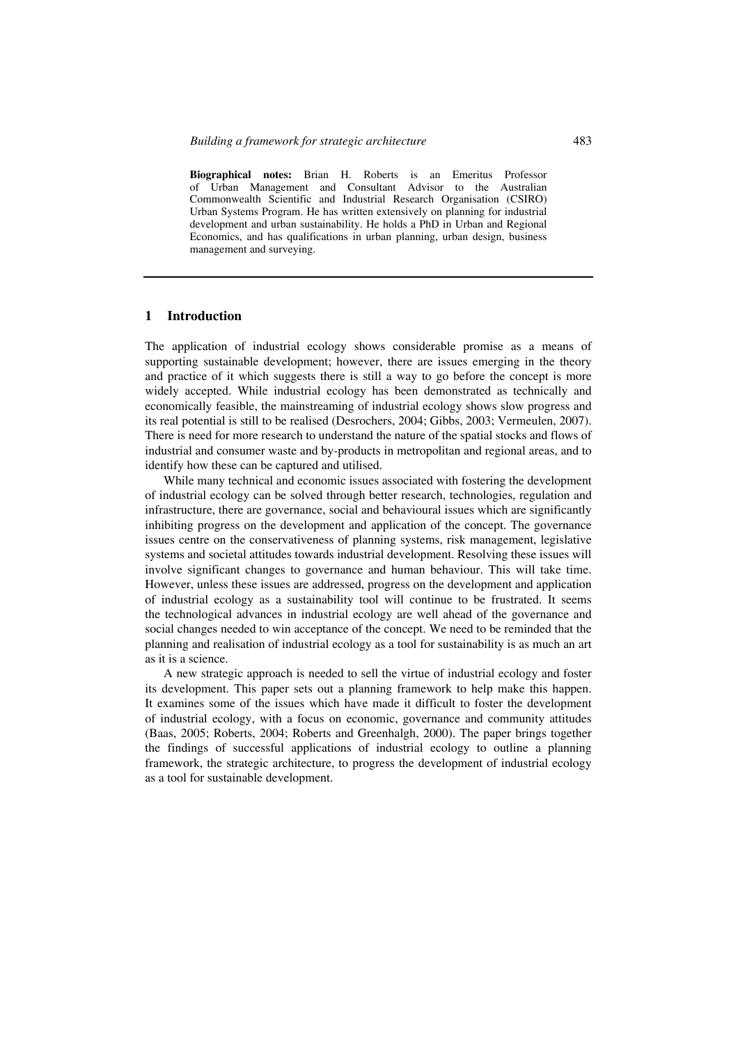**Biographical notes:** Brian H. Roberts is an Emeritus Professor of Urban Management and Consultant Advisor to the Australian Commonwealth Scientific and Industrial Research Organisation (CSIRO) Urban Systems Program. He has written extensively on planning for industrial development and urban sustainability. He holds a PhD in Urban and Regional Economics, and has qualifications in urban planning, urban design, business management and surveying.

## 1 Introduction

The application of industrial ecology shows considerable promise as a means of supporting sustainable development; however, there are issues emerging in the theory and practice of it which suggests there is still a way to go before the concept is more widely accepted. While industrial ecology has been demonstrated as technically and economically feasible, the mainstreaming of industrial ecology shows slow progress and its real potential is still to be realised (Desrochers, 2004; Gibbs, 2003; Vermeulen, 2007). There is need for more research to understand the nature of the spatial stocks and flows of industrial and consumer waste and by-products in metropolitan and regional areas, and to identify how these can be captured and utilised.

While many technical and economic issues associated with fostering the development of industrial ecology can be solved through better research, technologies, regulation and infrastructure, there are governance, social and behavioural issues which are significantly inhibiting progress on the development and application of the concept. The governance issues centre on the conservativeness of planning systems, risk management, legislative systems and societal attitudes towards industrial development. Resolving these issues will involve significant changes to governance and human behaviour. This will take time. However, unless these issues are addressed, progress on the development and application of industrial ecology as a sustainability tool will continue to be frustrated. It seems the technological advances in industrial ecology are well ahead of the governance and social changes needed to win acceptance of the concept. We need to be reminded that the planning and realisation of industrial ecology as a tool for sustainability is as much an art as it is a science.

A new strategic approach is needed to sell the virtue of industrial ecology and foster its development. This paper sets out a planning framework to help make this happen. It examines some of the issues which have made it difficult to foster the development of industrial ecology, with a focus on economic, governance and community attitudes (Baas, 2005; Roberts, 2004; Roberts and Greenhalgh, 2000). The paper brings together the findings of successful applications of industrial ecology to outline a planning framework, the strategic architecture, to progress the development of industrial ecology as a tool for sustainable development.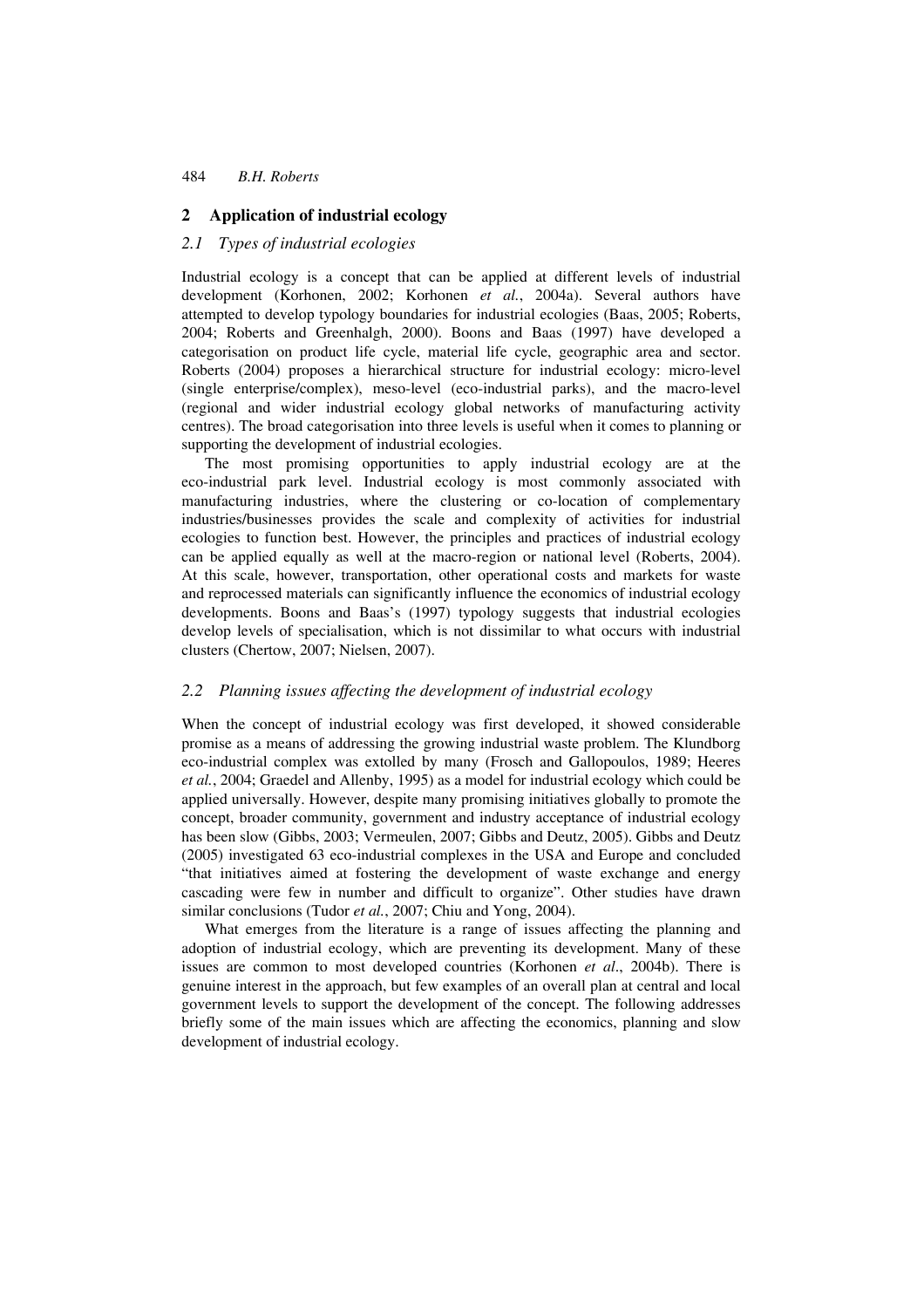## 2 Application of industrial ecology

### 2.1 Types of industrial ecologies

Industrial ecology is a concept that can be applied at different levels of industrial development (Korhonen, 2002; Korhonen *et al.*, 2004a). Several authors have attempted to develop typology boundaries for industrial ecologies (Baas, 2005; Roberts, 2004; Roberts and Greenhalgh, 2000). Boons and Baas (1997) have developed a categorisation on product life cycle, material life cycle, geographic area and sector. Roberts (2004) proposes a hierarchical structure for industrial ecology: micro-level (single enterprise/complex), meso-level (eco-industrial parks), and the macro-level (regional and wider industrial ecology global networks of manufacturing activity centres). The broad categorisation into three levels is useful when it comes to planning or supporting the development of industrial ecologies.

The most promising opportunities to apply industrial ecology are at the eco-industrial park level. Industrial ecology is most commonly associated with manufacturing industries, where the clustering or co-location of complementary industries/businesses provides the scale and complexity of activities for industrial ecologies to function best. However, the principles and practices of industrial ecology can be applied equally as well at the macro-region or national level (Roberts, 2004). At this scale, however, transportation, other operational costs and markets for waste and reprocessed materials can significantly influence the economics of industrial ecology developments. Boons and Baas's (1997) typology suggests that industrial ecologies develop levels of specialisation, which is not dissimilar to what occurs with industrial clusters (Chertow, 2007; Nielsen, 2007).

### 2.2 Planning issues affecting the development of industrial ecology

When the concept of industrial ecology was first developed, it showed considerable promise as a means of addressing the growing industrial waste problem. The Klundborg eco-industrial complex was extolled by many (Frosch and Gallopoulos, 1989; Heeres *et al.*, 2004; Graedel and Allenby, 1995) as a model for industrial ecology which could be applied universally. However, despite many promising initiatives globally to promote the concept, broader community, government and industry acceptance of industrial ecology has been slow (Gibbs, 2003; Vermeulen, 2007; Gibbs and Deutz, 2005). Gibbs and Deutz (2005) investigated 63 eco-industrial complexes in the USA and Europe and concluded "that initiatives aimed at fostering the development of waste exchange and energy cascading were few in number and difficult to organize". Other studies have drawn similar conclusions (Tudor *et al.*, 2007; Chiu and Yong, 2004).

What emerges from the literature is a range of issues affecting the planning and adoption of industrial ecology, which are preventing its development. Many of these issues are common to most developed countries (Korhonen *et al*., 2004b). There is genuine interest in the approach, but few examples of an overall plan at central and local government levels to support the development of the concept. The following addresses briefly some of the main issues which are affecting the economics, planning and slow development of industrial ecology.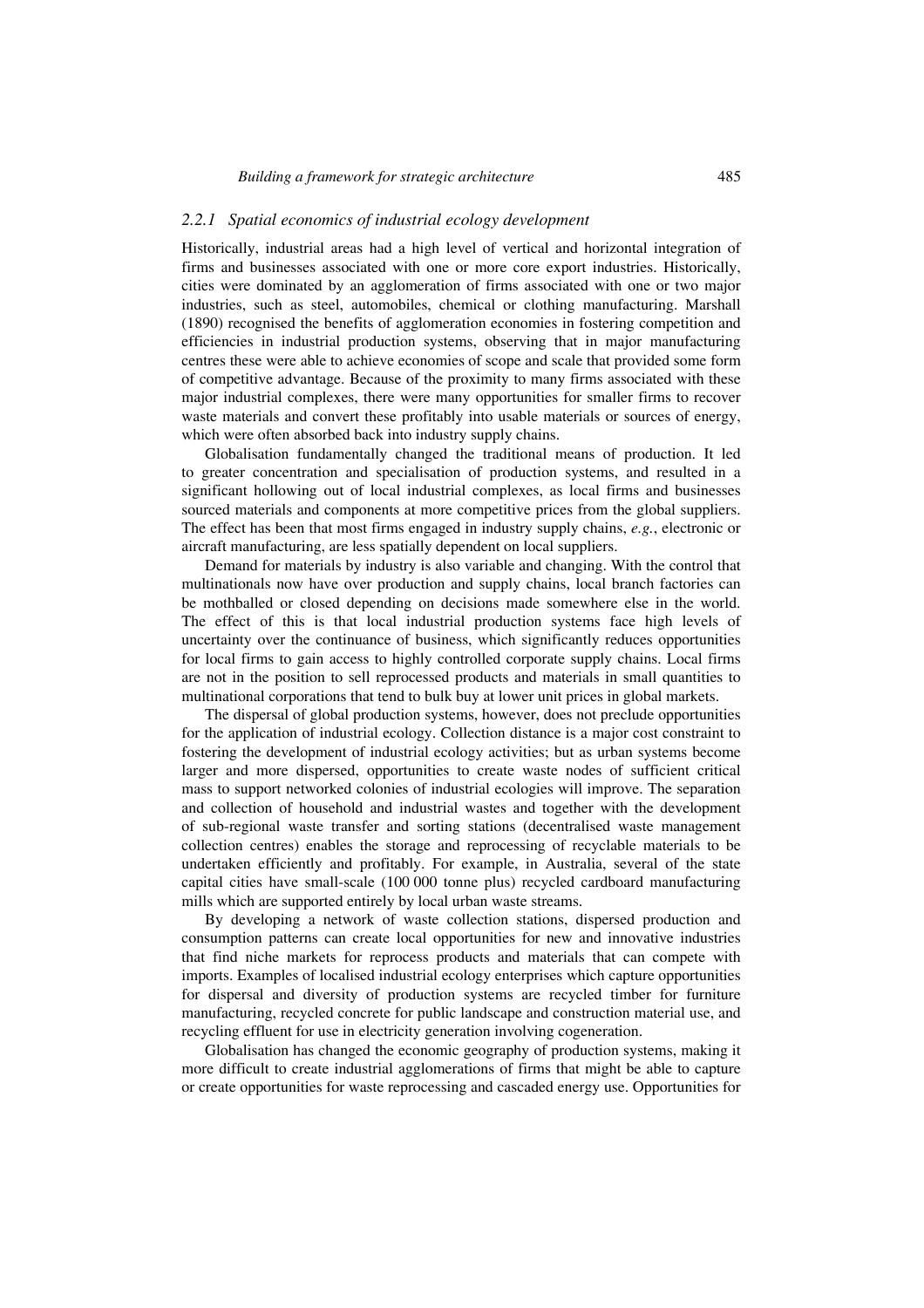### *2.2.1 Spatial economics of industrial ecology development*

Historically, industrial areas had a high level of vertical and horizontal integration of firms and businesses associated with one or more core export industries. Historically, cities were dominated by an agglomeration of firms associated with one or two major industries, such as steel, automobiles, chemical or clothing manufacturing. Marshall (1890) recognised the benefits of agglomeration economies in fostering competition and efficiencies in industrial production systems, observing that in major manufacturing centres these were able to achieve economies of scope and scale that provided some form of competitive advantage. Because of the proximity to many firms associated with these major industrial complexes, there were many opportunities for smaller firms to recover waste materials and convert these profitably into usable materials or sources of energy, which were often absorbed back into industry supply chains.

Globalisation fundamentally changed the traditional means of production. It led to greater concentration and specialisation of production systems, and resulted in a significant hollowing out of local industrial complexes, as local firms and businesses sourced materials and components at more competitive prices from the global suppliers. The effect has been that most firms engaged in industry supply chains, *e.g.*, electronic or aircraft manufacturing, are less spatially dependent on local suppliers.

Demand for materials by industry is also variable and changing. With the control that multinationals now have over production and supply chains, local branch factories can be mothballed or closed depending on decisions made somewhere else in the world. The effect of this is that local industrial production systems face high levels of uncertainty over the continuance of business, which significantly reduces opportunities for local firms to gain access to highly controlled corporate supply chains. Local firms are not in the position to sell reprocessed products and materials in small quantities to multinational corporations that tend to bulk buy at lower unit prices in global markets.

The dispersal of global production systems, however, does not preclude opportunities for the application of industrial ecology. Collection distance is a major cost constraint to fostering the development of industrial ecology activities; but as urban systems become larger and more dispersed, opportunities to create waste nodes of sufficient critical mass to support networked colonies of industrial ecologies will improve. The separation and collection of household and industrial wastes and together with the development of sub-regional waste transfer and sorting stations (decentralised waste management collection centres) enables the storage and reprocessing of recyclable materials to be undertaken efficiently and profitably. For example, in Australia, several of the state capital cities have small-scale (100 000 tonne plus) recycled cardboard manufacturing mills which are supported entirely by local urban waste streams.

By developing a network of waste collection stations, dispersed production and consumption patterns can create local opportunities for new and innovative industries that find niche markets for reprocess products and materials that can compete with imports. Examples of localised industrial ecology enterprises which capture opportunities for dispersal and diversity of production systems are recycled timber for furniture manufacturing, recycled concrete for public landscape and construction material use, and recycling effluent for use in electricity generation involving cogeneration.

Globalisation has changed the economic geography of production systems, making it more difficult to create industrial agglomerations of firms that might be able to capture or create opportunities for waste reprocessing and cascaded energy use. Opportunities for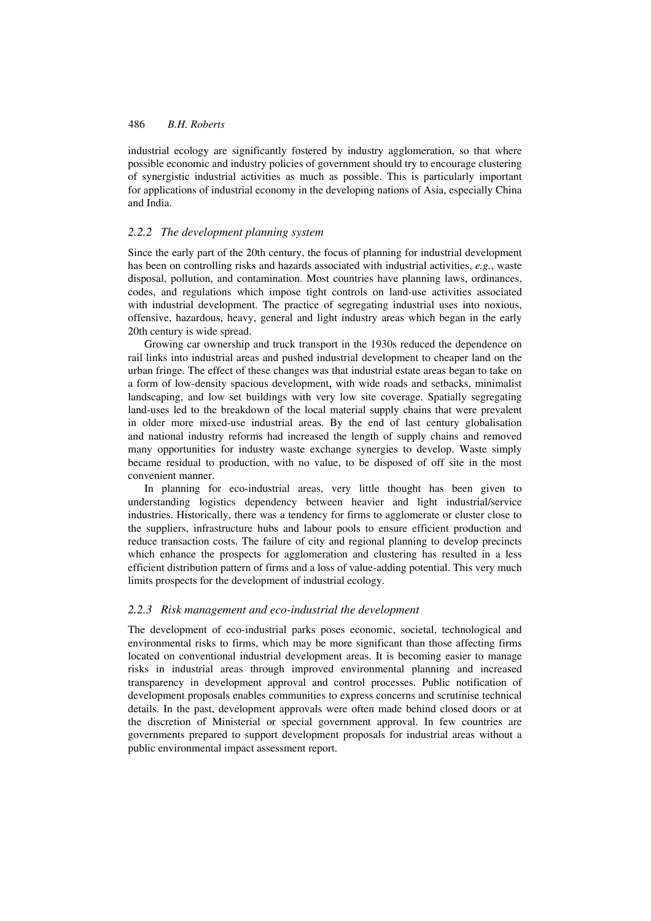industrial ecology are significantly fostered by industry agglomeration, so that where possible economic and industry policies of government should try to encourage clustering of synergistic industrial activities as much as possible. This is particularly important for applications of industrial economy in the developing nations of Asia, especially China and India.

### *2.2.2 The development planning system*

Since the early part of the 20th century, the focus of planning for industrial development has been on controlling risks and hazards associated with industrial activities, *e.g.*, waste disposal, pollution, and contamination. Most countries have planning laws, ordinances, codes, and regulations which impose tight controls on land-use activities associated with industrial development. The practice of segregating industrial uses into noxious, offensive, hazardous, heavy, general and light industry areas which began in the early 20th century is wide spread.

Growing car ownership and truck transport in the 1930s reduced the dependence on rail links into industrial areas and pushed industrial development to cheaper land on the urban fringe. The effect of these changes was that industrial estate areas began to take on a form of low-density spacious development, with wide roads and setbacks, minimalist landscaping, and low set buildings with very low site coverage. Spatially segregating land-uses led to the breakdown of the local material supply chains that were prevalent in older more mixed-use industrial areas. By the end of last century globalisation and national industry reforms had increased the length of supply chains and removed many opportunities for industry waste exchange synergies to develop. Waste simply became residual to production, with no value, to be disposed of off site in the most convenient manner.

In planning for eco-industrial areas, very little thought has been given to understanding logistics dependency between heavier and light industrial/service industries. Historically, there was a tendency for firms to agglomerate or cluster close to the suppliers, infrastructure hubs and labour pools to ensure efficient production and reduce transaction costs. The failure of city and regional planning to develop precincts which enhance the prospects for agglomeration and clustering has resulted in a less efficient distribution pattern of firms and a loss of value-adding potential. This very much limits prospects for the development of industrial ecology.

### *2.2.3 Risk management and eco-industrial the development*

The development of eco-industrial parks poses economic, societal, technological and environmental risks to firms, which may be more significant than those affecting firms located on conventional industrial development areas. It is becoming easier to manage risks in industrial areas through improved environmental planning and increased transparency in development approval and control processes. Public notification of development proposals enables communities to express concerns and scrutinise technical details. In the past, development approvals were often made behind closed doors or at the discretion of Ministerial or special government approval. In few countries are governments prepared to support development proposals for industrial areas without a public environmental impact assessment report.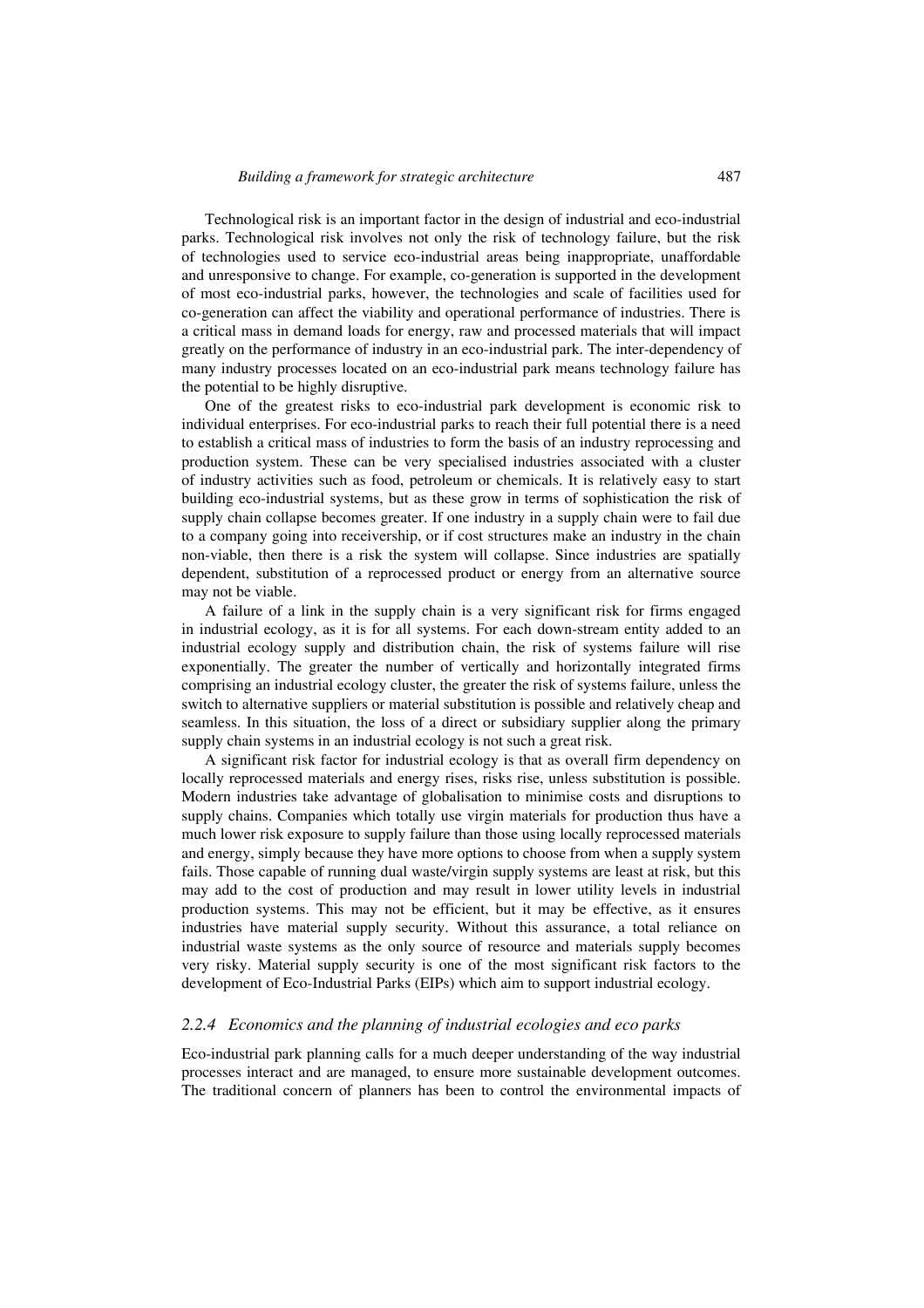Technological risk is an important factor in the design of industrial and eco-industrial parks. Technological risk involves not only the risk of technology failure, but the risk of technologies used to service eco-industrial areas being inappropriate, unaffordable and unresponsive to change. For example, co-generation is supported in the development of most eco-industrial parks, however, the technologies and scale of facilities used for co-generation can affect the viability and operational performance of industries. There is a critical mass in demand loads for energy, raw and processed materials that will impact greatly on the performance of industry in an eco-industrial park. The inter-dependency of many industry processes located on an eco-industrial park means technology failure has the potential to be highly disruptive.

One of the greatest risks to eco-industrial park development is economic risk to individual enterprises. For eco-industrial parks to reach their full potential there is a need to establish a critical mass of industries to form the basis of an industry reprocessing and production system. These can be very specialised industries associated with a cluster of industry activities such as food, petroleum or chemicals. It is relatively easy to start building eco-industrial systems, but as these grow in terms of sophistication the risk of supply chain collapse becomes greater. If one industry in a supply chain were to fail due to a company going into receivership, or if cost structures make an industry in the chain non-viable, then there is a risk the system will collapse. Since industries are spatially dependent, substitution of a reprocessed product or energy from an alternative source may not be viable.

A failure of a link in the supply chain is a very significant risk for firms engaged in industrial ecology, as it is for all systems. For each down-stream entity added to an industrial ecology supply and distribution chain, the risk of systems failure will rise exponentially. The greater the number of vertically and horizontally integrated firms comprising an industrial ecology cluster, the greater the risk of systems failure, unless the switch to alternative suppliers or material substitution is possible and relatively cheap and seamless. In this situation, the loss of a direct or subsidiary supplier along the primary supply chain systems in an industrial ecology is not such a great risk.

A significant risk factor for industrial ecology is that as overall firm dependency on locally reprocessed materials and energy rises, risks rise, unless substitution is possible. Modern industries take advantage of globalisation to minimise costs and disruptions to supply chains. Companies which totally use virgin materials for production thus have a much lower risk exposure to supply failure than those using locally reprocessed materials and energy, simply because they have more options to choose from when a supply system fails. Those capable of running dual waste/virgin supply systems are least at risk, but this may add to the cost of production and may result in lower utility levels in industrial production systems. This may not be efficient, but it may be effective, as it ensures industries have material supply security. Without this assurance, a total reliance on industrial waste systems as the only source of resource and materials supply becomes very risky. Material supply security is one of the most significant risk factors to the development of Eco-Industrial Parks (EIPs) which aim to support industrial ecology.

### *2.2.4 Economics and the planning of industrial ecologies and eco parks*

Eco-industrial park planning calls for a much deeper understanding of the way industrial processes interact and are managed, to ensure more sustainable development outcomes. The traditional concern of planners has been to control the environmental impacts of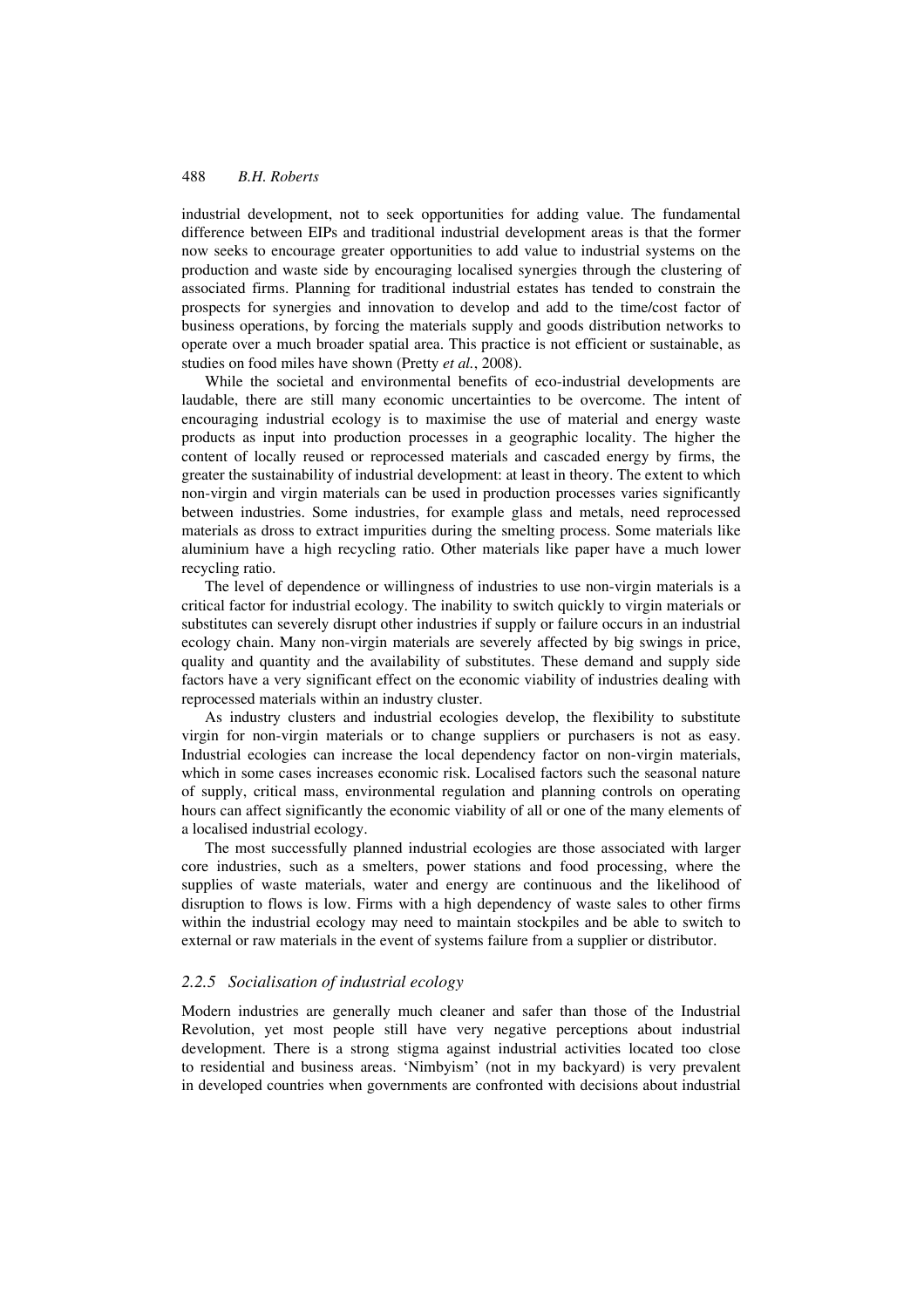industrial development, not to seek opportunities for adding value. The fundamental difference between EIPs and traditional industrial development areas is that the former now seeks to encourage greater opportunities to add value to industrial systems on the production and waste side by encouraging localised synergies through the clustering of associated firms. Planning for traditional industrial estates has tended to constrain the prospects for synergies and innovation to develop and add to the time/cost factor of business operations, by forcing the materials supply and goods distribution networks to operate over a much broader spatial area. This practice is not efficient or sustainable, as studies on food miles have shown (Pretty *et al.*, 2008).

While the societal and environmental benefits of eco-industrial developments are laudable, there are still many economic uncertainties to be overcome. The intent of encouraging industrial ecology is to maximise the use of material and energy waste products as input into production processes in a geographic locality. The higher the content of locally reused or reprocessed materials and cascaded energy by firms, the greater the sustainability of industrial development: at least in theory. The extent to which non-virgin and virgin materials can be used in production processes varies significantly between industries. Some industries, for example glass and metals, need reprocessed materials as dross to extract impurities during the smelting process. Some materials like aluminium have a high recycling ratio. Other materials like paper have a much lower recycling ratio.

The level of dependence or willingness of industries to use non-virgin materials is a critical factor for industrial ecology. The inability to switch quickly to virgin materials or substitutes can severely disrupt other industries if supply or failure occurs in an industrial ecology chain. Many non-virgin materials are severely affected by big swings in price, quality and quantity and the availability of substitutes. These demand and supply side factors have a very significant effect on the economic viability of industries dealing with reprocessed materials within an industry cluster.

As industry clusters and industrial ecologies develop, the flexibility to substitute virgin for non-virgin materials or to change suppliers or purchasers is not as easy. Industrial ecologies can increase the local dependency factor on non-virgin materials, which in some cases increases economic risk. Localised factors such the seasonal nature of supply, critical mass, environmental regulation and planning controls on operating hours can affect significantly the economic viability of all or one of the many elements of a localised industrial ecology.

The most successfully planned industrial ecologies are those associated with larger core industries, such as a smelters, power stations and food processing, where the supplies of waste materials, water and energy are continuous and the likelihood of disruption to flows is low. Firms with a high dependency of waste sales to other firms within the industrial ecology may need to maintain stockpiles and be able to switch to external or raw materials in the event of systems failure from a supplier or distributor.

### *2.2.5 Socialisation of industrial ecology*

Modern industries are generally much cleaner and safer than those of the Industrial Revolution, yet most people still have very negative perceptions about industrial development. There is a strong stigma against industrial activities located too close to residential and business areas. 'Nimbyism' (not in my backyard) is very prevalent in developed countries when governments are confronted with decisions about industrial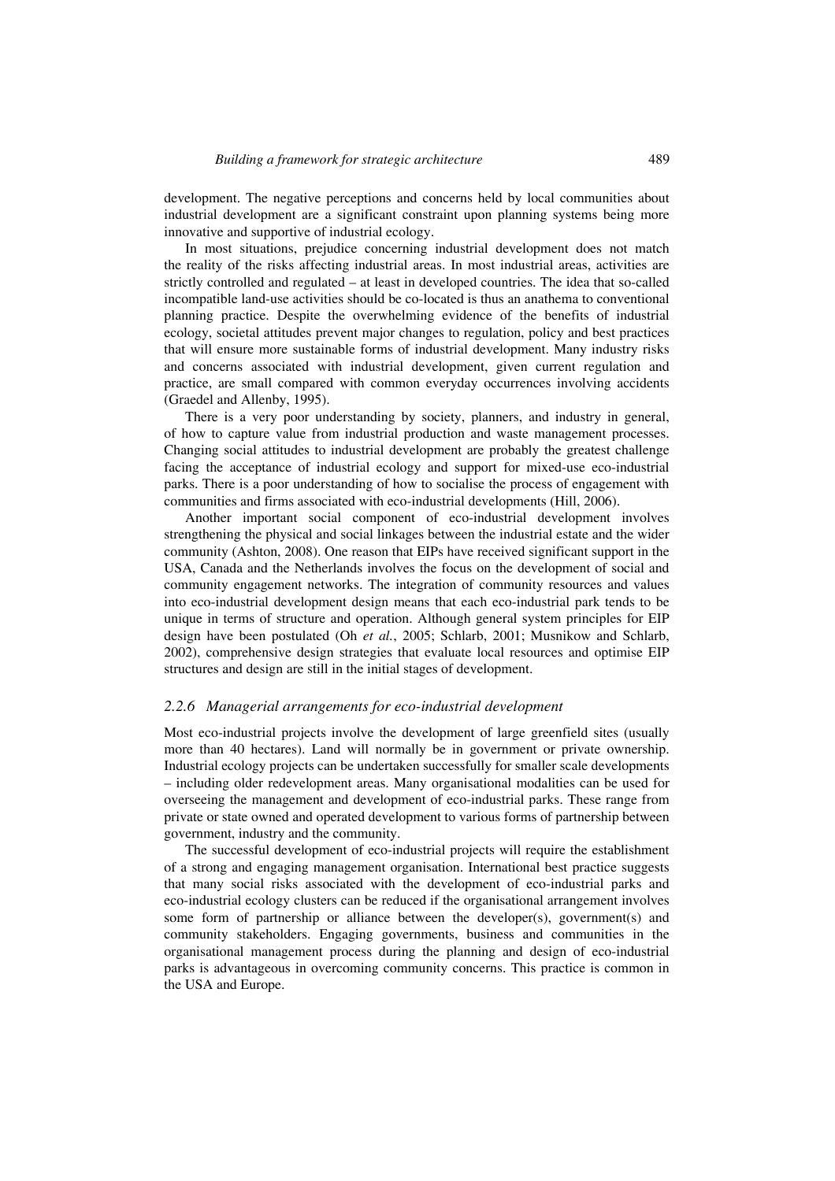development. The negative perceptions and concerns held by local communities about industrial development are a significant constraint upon planning systems being more innovative and supportive of industrial ecology.

In most situations, prejudice concerning industrial development does not match the reality of the risks affecting industrial areas. In most industrial areas, activities are strictly controlled and regulated – at least in developed countries. The idea that so-called incompatible land-use activities should be co-located is thus an anathema to conventional planning practice. Despite the overwhelming evidence of the benefits of industrial ecology, societal attitudes prevent major changes to regulation, policy and best practices that will ensure more sustainable forms of industrial development. Many industry risks and concerns associated with industrial development, given current regulation and practice, are small compared with common everyday occurrences involving accidents (Graedel and Allenby, 1995).

There is a very poor understanding by society, planners, and industry in general, of how to capture value from industrial production and waste management processes. Changing social attitudes to industrial development are probably the greatest challenge facing the acceptance of industrial ecology and support for mixed-use eco-industrial parks. There is a poor understanding of how to socialise the process of engagement with communities and firms associated with eco-industrial developments (Hill, 2006).

Another important social component of eco-industrial development involves strengthening the physical and social linkages between the industrial estate and the wider community (Ashton, 2008). One reason that EIPs have received significant support in the USA, Canada and the Netherlands involves the focus on the development of social and community engagement networks. The integration of community resources and values into eco-industrial development design means that each eco-industrial park tends to be unique in terms of structure and operation. Although general system principles for EIP design have been postulated (Oh *et al.*, 2005; Schlarb, 2001; Musnikow and Schlarb, 2002), comprehensive design strategies that evaluate local resources and optimise EIP structures and design are still in the initial stages of development.

### *2.2.6 Managerial arrangements for eco-industrial development*

Most eco-industrial projects involve the development of large greenfield sites (usually more than 40 hectares). Land will normally be in government or private ownership. Industrial ecology projects can be undertaken successfully for smaller scale developments – including older redevelopment areas. Many organisational modalities can be used for overseeing the management and development of eco-industrial parks. These range from private or state owned and operated development to various forms of partnership between government, industry and the community.

The successful development of eco-industrial projects will require the establishment of a strong and engaging management organisation. International best practice suggests that many social risks associated with the development of eco-industrial parks and eco-industrial ecology clusters can be reduced if the organisational arrangement involves some form of partnership or alliance between the developer(s), government(s) and community stakeholders. Engaging governments, business and communities in the organisational management process during the planning and design of eco-industrial parks is advantageous in overcoming community concerns. This practice is common in the USA and Europe.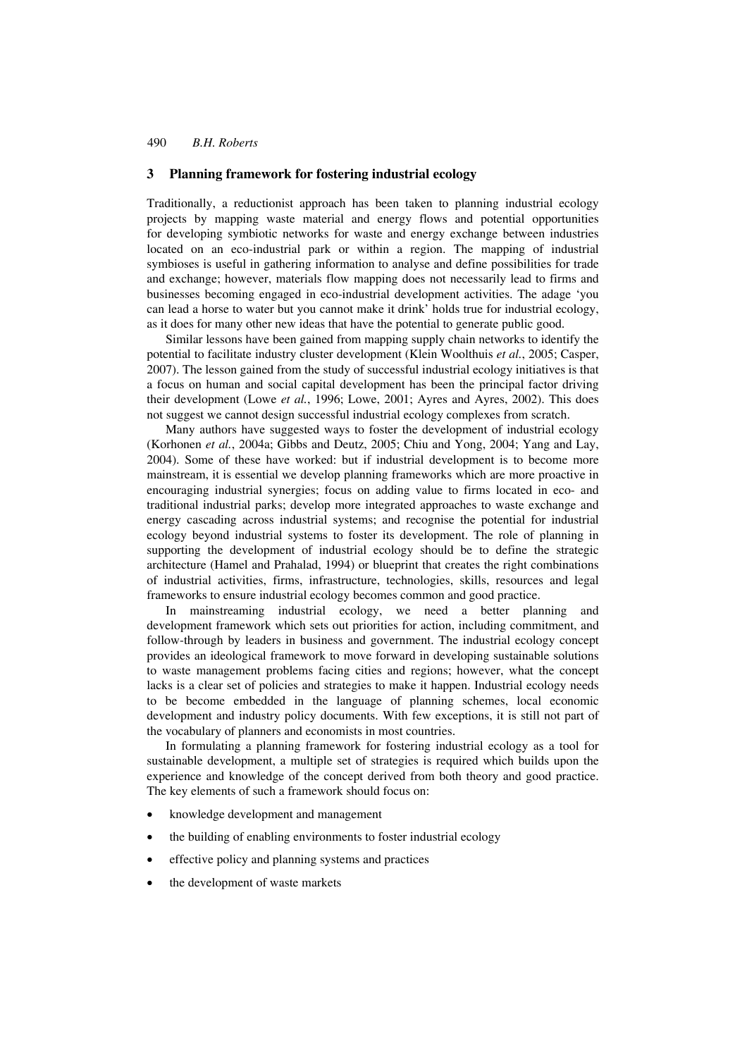## 3 Planning framework for fostering industrial ecology

Traditionally, a reductionist approach has been taken to planning industrial ecology projects by mapping waste material and energy flows and potential opportunities for developing symbiotic networks for waste and energy exchange between industries located on an eco-industrial park or within a region. The mapping of industrial symbioses is useful in gathering information to analyse and define possibilities for trade and exchange; however, materials flow mapping does not necessarily lead to firms and businesses becoming engaged in eco-industrial development activities. The adage 'you can lead a horse to water but you cannot make it drink' holds true for industrial ecology, as it does for many other new ideas that have the potential to generate public good.

Similar lessons have been gained from mapping supply chain networks to identify the potential to facilitate industry cluster development (Klein Woolthuis *et al.*, 2005; Casper, 2007). The lesson gained from the study of successful industrial ecology initiatives is that a focus on human and social capital development has been the principal factor driving their development (Lowe *et al.*, 1996; Lowe, 2001; Ayres and Ayres, 2002). This does not suggest we cannot design successful industrial ecology complexes from scratch.

Many authors have suggested ways to foster the development of industrial ecology (Korhonen *et al.*, 2004a; Gibbs and Deutz, 2005; Chiu and Yong, 2004; Yang and Lay, 2004). Some of these have worked: but if industrial development is to become more mainstream, it is essential we develop planning frameworks which are more proactive in encouraging industrial synergies; focus on adding value to firms located in eco- and traditional industrial parks; develop more integrated approaches to waste exchange and energy cascading across industrial systems; and recognise the potential for industrial ecology beyond industrial systems to foster its development. The role of planning in supporting the development of industrial ecology should be to define the strategic architecture (Hamel and Prahalad, 1994) or blueprint that creates the right combinations of industrial activities, firms, infrastructure, technologies, skills, resources and legal frameworks to ensure industrial ecology becomes common and good practice.

In mainstreaming industrial ecology, we need a better planning and development framework which sets out priorities for action, including commitment, and follow-through by leaders in business and government. The industrial ecology concept provides an ideological framework to move forward in developing sustainable solutions to waste management problems facing cities and regions; however, what the concept lacks is a clear set of policies and strategies to make it happen. Industrial ecology needs to be become embedded in the language of planning schemes, local economic development and industry policy documents. With few exceptions, it is still not part of the vocabulary of planners and economists in most countries.

In formulating a planning framework for fostering industrial ecology as a tool for sustainable development, a multiple set of strategies is required which builds upon the experience and knowledge of the concept derived from both theory and good practice. The key elements of such a framework should focus on:

- knowledge development and management
- the building of enabling environments to foster industrial ecology
- effective policy and planning systems and practices
- the development of waste markets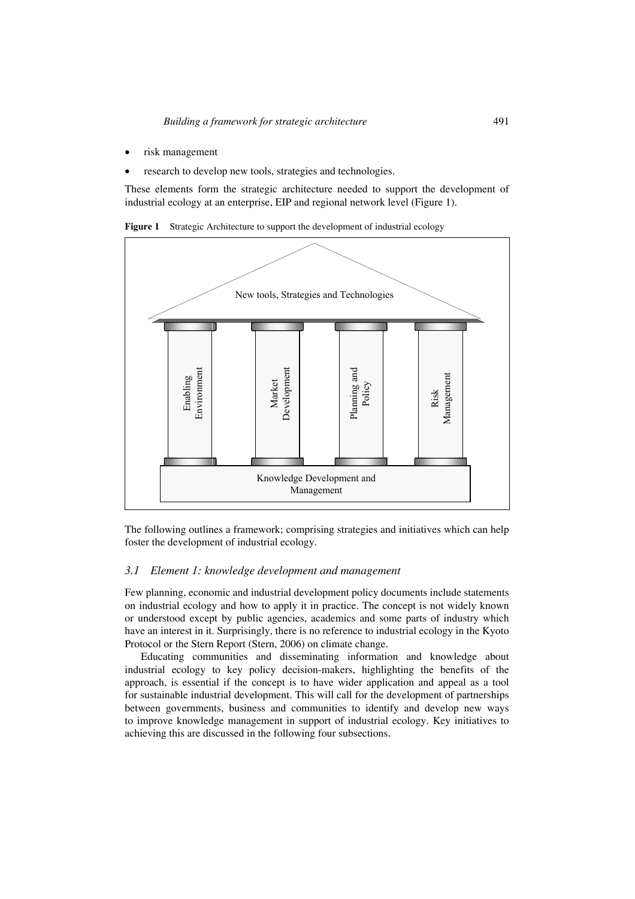- risk management
- research to develop new tools, strategies and technologies.

These elements form the strategic architecture needed to support the development of industrial ecology at an enterprise, EIP and regional network level (Figure 1).

**Figure 1** Strategic Architecture to support the development of industrial ecology

The following outlines a framework; comprising strategies and initiatives which can help foster the development of industrial ecology.

### *3.1 Element 1: knowledge development and management*

Few planning, economic and industrial development policy documents include statements on industrial ecology and how to apply it in practice. The concept is not widely known or understood except by public agencies, academics and some parts of industry which have an interest in it. Surprisingly, there is no reference to industrial ecology in the Kyoto Protocol or the Stern Report (Stern, 2006) on climate change.

Educating communities and disseminating information and knowledge about industrial ecology to key policy decision-makers, highlighting the benefits of the approach, is essential if the concept is to have wider application and appeal as a tool for sustainable industrial development. This will call for the development of partnerships between governments, business and communities to identify and develop new ways to improve knowledge management in support of industrial ecology. Key initiatives to achieving this are discussed in the following four subsections.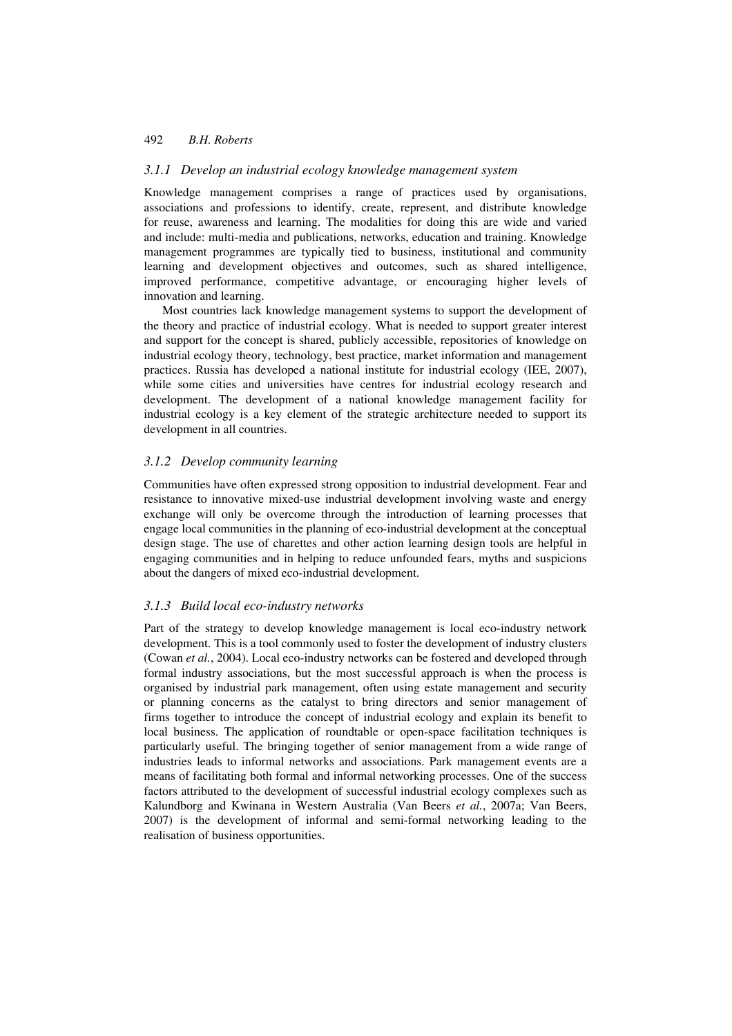### 3.1.1 Develop an industrial ecology knowledge management system

Knowledge management comprises a range of practices used by organisations, associations and professions to identify, create, represent, and distribute knowledge for reuse, awareness and learning. The modalities for doing this are wide and varied and include: multi-media and publications, networks, education and training. Knowledge management programmes are typically tied to business, institutional and community learning and development objectives and outcomes, such as shared intelligence, improved performance, competitive advantage, or encouraging higher levels of innovation and learning.

Most countries lack knowledge management systems to support the development of the theory and practice of industrial ecology. What is needed to support greater interest and support for the concept is shared, publicly accessible, repositories of knowledge on industrial ecology theory, technology, best practice, market information and management practices. Russia has developed a national institute for industrial ecology (IEE, 2007), while some cities and universities have centres for industrial ecology research and development. The development of a national knowledge management facility for industrial ecology is a key element of the strategic architecture needed to support its development in all countries.

### 3.1.2 Develop community learning

Communities have often expressed strong opposition to industrial development. Fear and resistance to innovative mixed-use industrial development involving waste and energy exchange will only be overcome through the introduction of learning processes that engage local communities in the planning of eco-industrial development at the conceptual design stage. The use of charettes and other action learning design tools are helpful in engaging communities and in helping to reduce unfounded fears, myths and suspicions about the dangers of mixed eco-industrial development.

### 3.1.3 Build local eco-industry networks

Part of the strategy to develop knowledge management is local eco-industry network development. This is a tool commonly used to foster the development of industry clusters (Cowan *et al.*, 2004). Local eco-industry networks can be fostered and developed through formal industry associations, but the most successful approach is when the process is organised by industrial park management, often using estate management and security or planning concerns as the catalyst to bring directors and senior management of firms together to introduce the concept of industrial ecology and explain its benefit to local business. The application of roundtable or open-space facilitation techniques is particularly useful. The bringing together of senior management from a wide range of industries leads to informal networks and associations. Park management events are a means of facilitating both formal and informal networking processes. One of the success factors attributed to the development of successful industrial ecology complexes such as Kalundborg and Kwinana in Western Australia (Van Beers *et al.*, 2007a; Van Beers, 2007) is the development of informal and semi-formal networking leading to the realisation of business opportunities.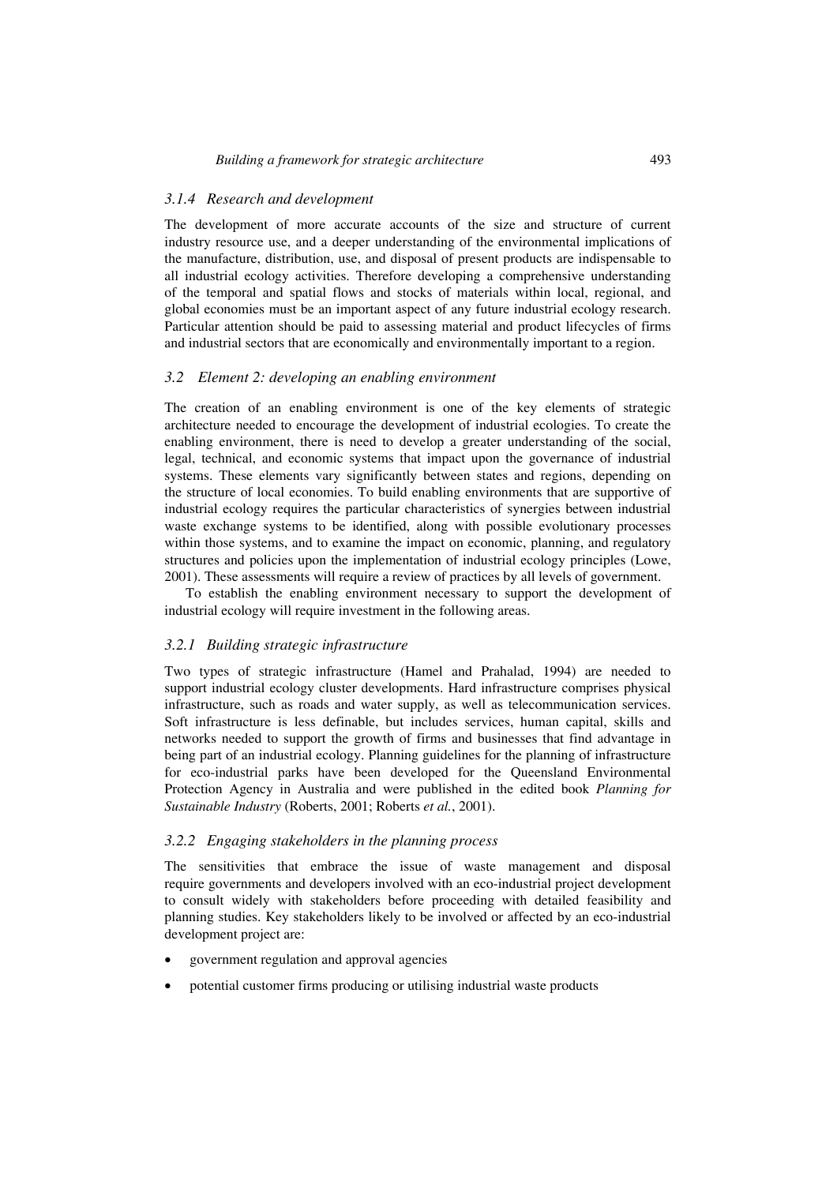### *3.1.4 Research and development*

The development of more accurate accounts of the size and structure of current industry resource use, and a deeper understanding of the environmental implications of the manufacture, distribution, use, and disposal of present products are indispensable to all industrial ecology activities. Therefore developing a comprehensive understanding of the temporal and spatial flows and stocks of materials within local, regional, and global economies must be an important aspect of any future industrial ecology research. Particular attention should be paid to assessing material and product lifecycles of firms and industrial sectors that are economically and environmentally important to a region.

## *3.2 Element 2: developing an enabling environment*

The creation of an enabling environment is one of the key elements of strategic architecture needed to encourage the development of industrial ecologies. To create the enabling environment, there is need to develop a greater understanding of the social, legal, technical, and economic systems that impact upon the governance of industrial systems. These elements vary significantly between states and regions, depending on the structure of local economies. To build enabling environments that are supportive of industrial ecology requires the particular characteristics of synergies between industrial waste exchange systems to be identified, along with possible evolutionary processes within those systems, and to examine the impact on economic, planning, and regulatory structures and policies upon the implementation of industrial ecology principles (Lowe, 2001). These assessments will require a review of practices by all levels of government.

To establish the enabling environment necessary to support the development of industrial ecology will require investment in the following areas.

### *3.2.1 Building strategic infrastructure*

Two types of strategic infrastructure (Hamel and Prahalad, 1994) are needed to support industrial ecology cluster developments. Hard infrastructure comprises physical infrastructure, such as roads and water supply, as well as telecommunication services. Soft infrastructure is less definable, but includes services, human capital, skills and networks needed to support the growth of firms and businesses that find advantage in being part of an industrial ecology. Planning guidelines for the planning of infrastructure for eco-industrial parks have been developed for the Queensland Environmental Protection Agency in Australia and were published in the edited book *Planning for Sustainable Industry* (Roberts, 2001; Roberts *et al.*, 2001).

### *3.2.2 Engaging stakeholders in the planning process*

The sensitivities that embrace the issue of waste management and disposal require governments and developers involved with an eco-industrial project development to consult widely with stakeholders before proceeding with detailed feasibility and planning studies. Key stakeholders likely to be involved or affected by an eco-industrial development project are:

- government regulation and approval agencies
- potential customer firms producing or utilising industrial waste products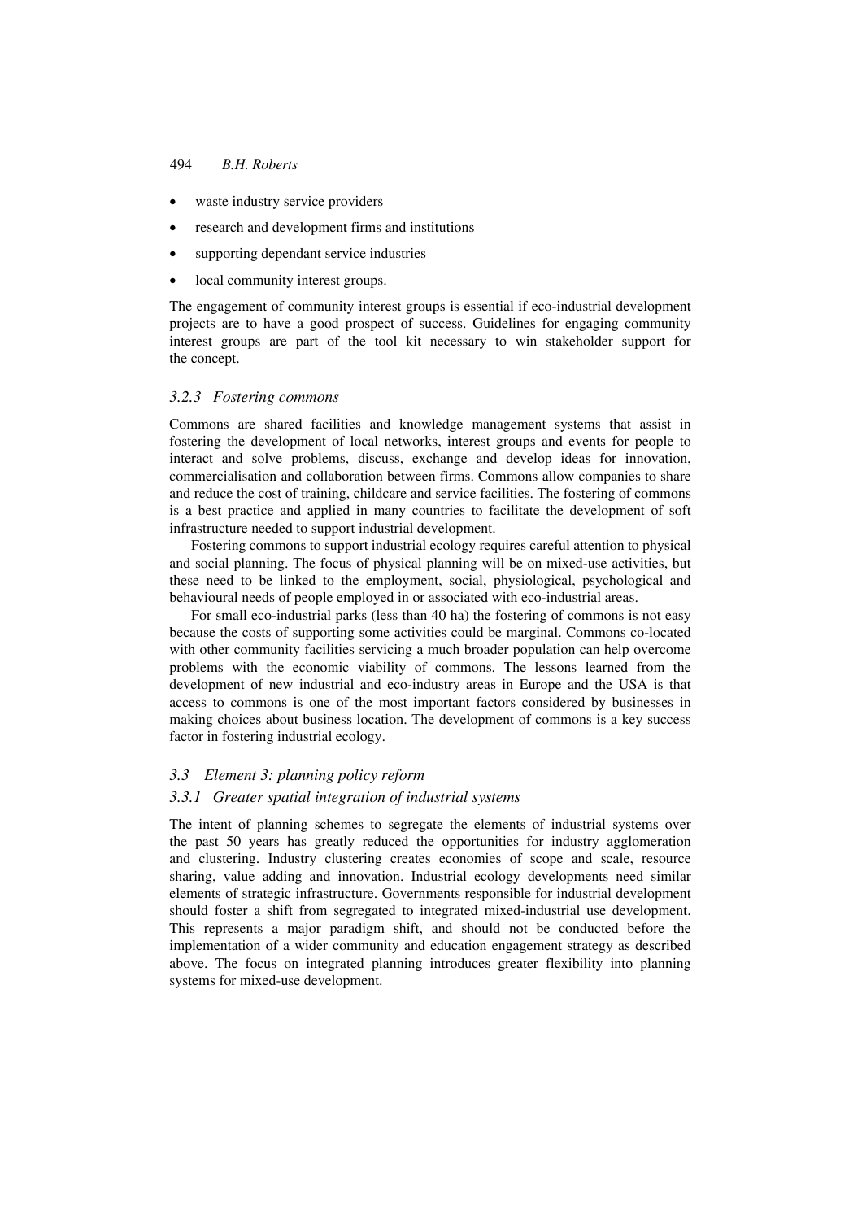- waste industry service providers
- research and development firms and institutions
- supporting dependant service industries
- local community interest groups.

The engagement of community interest groups is essential if eco-industrial development projects are to have a good prospect of success. Guidelines for engaging community interest groups are part of the tool kit necessary to win stakeholder support for the concept.

#### *3.2.3 Fostering commons*

Commons are shared facilities and knowledge management systems that assist in fostering the development of local networks, interest groups and events for people to interact and solve problems, discuss, exchange and develop ideas for innovation, commercialisation and collaboration between firms. Commons allow companies to share and reduce the cost of training, childcare and service facilities. The fostering of commons is a best practice and applied in many countries to facilitate the development of soft infrastructure needed to support industrial development.

Fostering commons to support industrial ecology requires careful attention to physical and social planning. The focus of physical planning will be on mixed-use activities, but these need to be linked to the employment, social, physiological, psychological and behavioural needs of people employed in or associated with eco-industrial areas.

For small eco-industrial parks (less than 40 ha) the fostering of commons is not easy because the costs of supporting some activities could be marginal. Commons co-located with other community facilities servicing a much broader population can help overcome problems with the economic viability of commons. The lessons learned from the development of new industrial and eco-industry areas in Europe and the USA is that access to commons is one of the most important factors considered by businesses in making choices about business location. The development of commons is a key success factor in fostering industrial ecology.

### *3.3 Element 3: planning policy reform*

#### *3.3.1 Greater spatial integration of industrial systems*

The intent of planning schemes to segregate the elements of industrial systems over the past 50 years has greatly reduced the opportunities for industry agglomeration and clustering. Industry clustering creates economies of scope and scale, resource sharing, value adding and innovation. Industrial ecology developments need similar elements of strategic infrastructure. Governments responsible for industrial development should foster a shift from segregated to integrated mixed-industrial use development. This represents a major paradigm shift, and should not be conducted before the implementation of a wider community and education engagement strategy as described above. The focus on integrated planning introduces greater flexibility into planning systems for mixed-use development.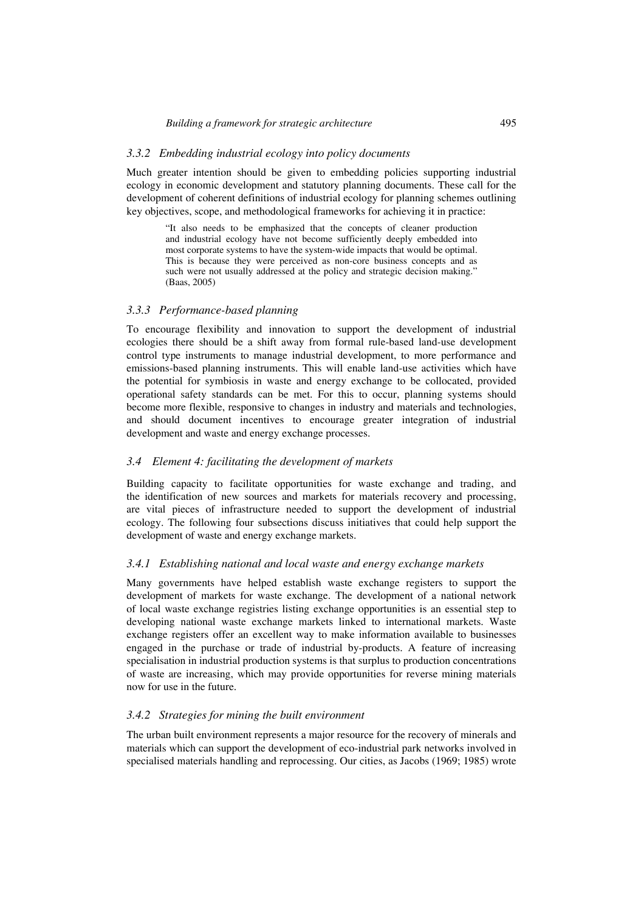### *3.3.2 Embedding industrial ecology into policy documents*

Much greater intention should be given to embedding policies supporting industrial ecology in economic development and statutory planning documents. These call for the development of coherent definitions of industrial ecology for planning schemes outlining key objectives, scope, and methodological frameworks for achieving it in practice:

> "It also needs to be emphasized that the concepts of cleaner production and industrial ecology have not become sufficiently deeply embedded into most corporate systems to have the system-wide impacts that would be optimal. This is because they were perceived as non-core business concepts and as such were not usually addressed at the policy and strategic decision making." (Baas, 2005)

### *3.3.3 Performance-based planning*

To encourage flexibility and innovation to support the development of industrial ecologies there should be a shift away from formal rule-based land-use development control type instruments to manage industrial development, to more performance and emissions-based planning instruments. This will enable land-use activities which have the potential for symbiosis in waste and energy exchange to be collocated, provided operational safety standards can be met. For this to occur, planning systems should become more flexible, responsive to changes in industry and materials and technologies, and should document incentives to encourage greater integration of industrial development and waste and energy exchange processes.

## *3.4 Element 4: facilitating the development of markets*

Building capacity to facilitate opportunities for waste exchange and trading, and the identification of new sources and markets for materials recovery and processing, are vital pieces of infrastructure needed to support the development of industrial ecology. The following four subsections discuss initiatives that could help support the development of waste and energy exchange markets.

### *3.4.1 Establishing national and local waste and energy exchange markets*

Many governments have helped establish waste exchange registers to support the development of markets for waste exchange. The development of a national network of local waste exchange registries listing exchange opportunities is an essential step to developing national waste exchange markets linked to international markets. Waste exchange registers offer an excellent way to make information available to businesses engaged in the purchase or trade of industrial by-products. A feature of increasing specialisation in industrial production systems is that surplus to production concentrations of waste are increasing, which may provide opportunities for reverse mining materials now for use in the future.

### *3.4.2 Strategies for mining the built environment*

The urban built environment represents a major resource for the recovery of minerals and materials which can support the development of eco-industrial park networks involved in specialised materials handling and reprocessing. Our cities, as Jacobs (1969; 1985) wrote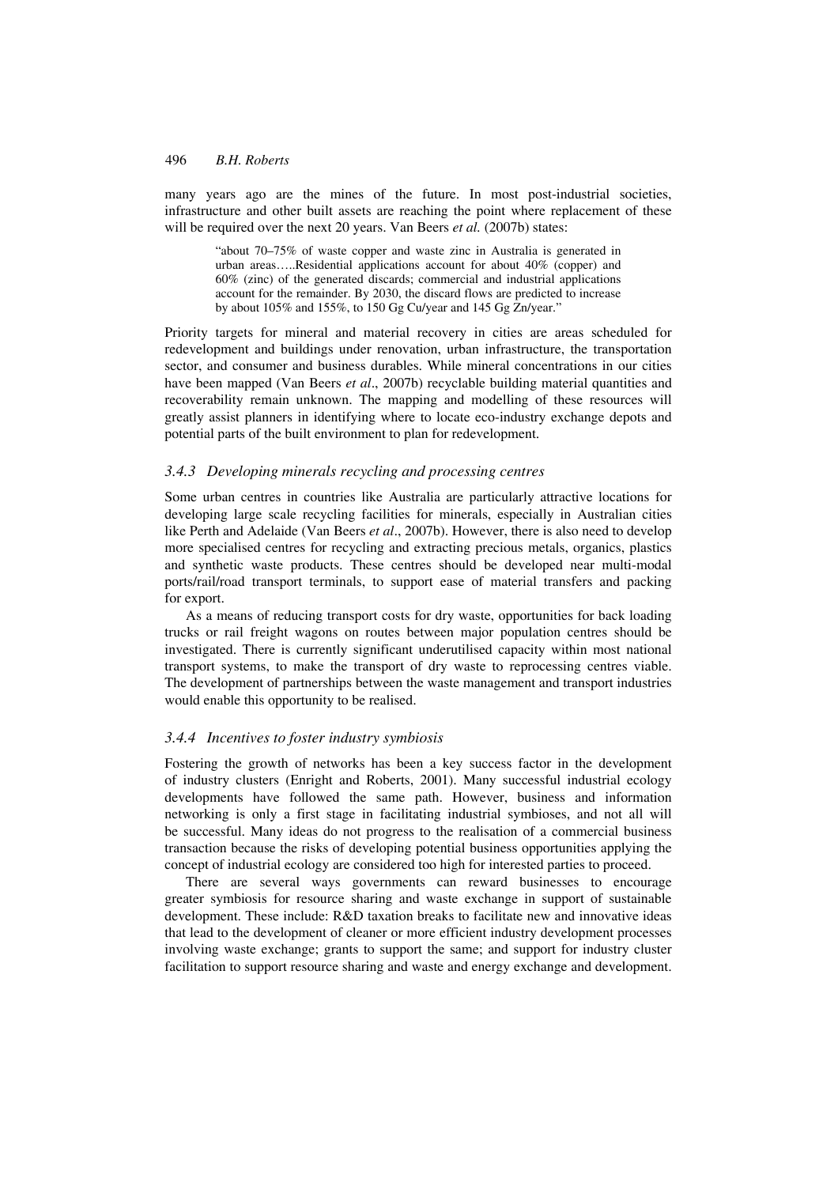many years ago are the mines of the future. In most post-industrial societies, infrastructure and other built assets are reaching the point where replacement of these will be required over the next 20 years. Van Beers *et al.* (2007b) states:

> "about 70–75% of waste copper and waste zinc in Australia is generated in urban areas…..Residential applications account for about 40% (copper) and 60% (zinc) of the generated discards; commercial and industrial applications account for the remainder. By 2030, the discard flows are predicted to increase by about 105% and 155%, to 150 Gg Cu/year and 145 Gg Zn/year."

Priority targets for mineral and material recovery in cities are areas scheduled for redevelopment and buildings under renovation, urban infrastructure, the transportation sector, and consumer and business durables. While mineral concentrations in our cities have been mapped (Van Beers *et al*., 2007b) recyclable building material quantities and recoverability remain unknown. The mapping and modelling of these resources will greatly assist planners in identifying where to locate eco-industry exchange depots and potential parts of the built environment to plan for redevelopment.

### *3.4.3 Developing minerals recycling and processing centres*

Some urban centres in countries like Australia are particularly attractive locations for developing large scale recycling facilities for minerals, especially in Australian cities like Perth and Adelaide (Van Beers *et al*., 2007b). However, there is also need to develop more specialised centres for recycling and extracting precious metals, organics, plastics and synthetic waste products. These centres should be developed near multi-modal ports/rail/road transport terminals, to support ease of material transfers and packing for export.

As a means of reducing transport costs for dry waste, opportunities for back loading trucks or rail freight wagons on routes between major population centres should be investigated. There is currently significant underutilised capacity within most national transport systems, to make the transport of dry waste to reprocessing centres viable. The development of partnerships between the waste management and transport industries would enable this opportunity to be realised.

### *3.4.4 Incentives to foster industry symbiosis*

Fostering the growth of networks has been a key success factor in the development of industry clusters (Enright and Roberts, 2001). Many successful industrial ecology developments have followed the same path. However, business and information networking is only a first stage in facilitating industrial symbioses, and not all will be successful. Many ideas do not progress to the realisation of a commercial business transaction because the risks of developing potential business opportunities applying the concept of industrial ecology are considered too high for interested parties to proceed.

There are several ways governments can reward businesses to encourage greater symbiosis for resource sharing and waste exchange in support of sustainable development. These include: R&D taxation breaks to facilitate new and innovative ideas that lead to the development of cleaner or more efficient industry development processes involving waste exchange; grants to support the same; and support for industry cluster facilitation to support resource sharing and waste and energy exchange and development.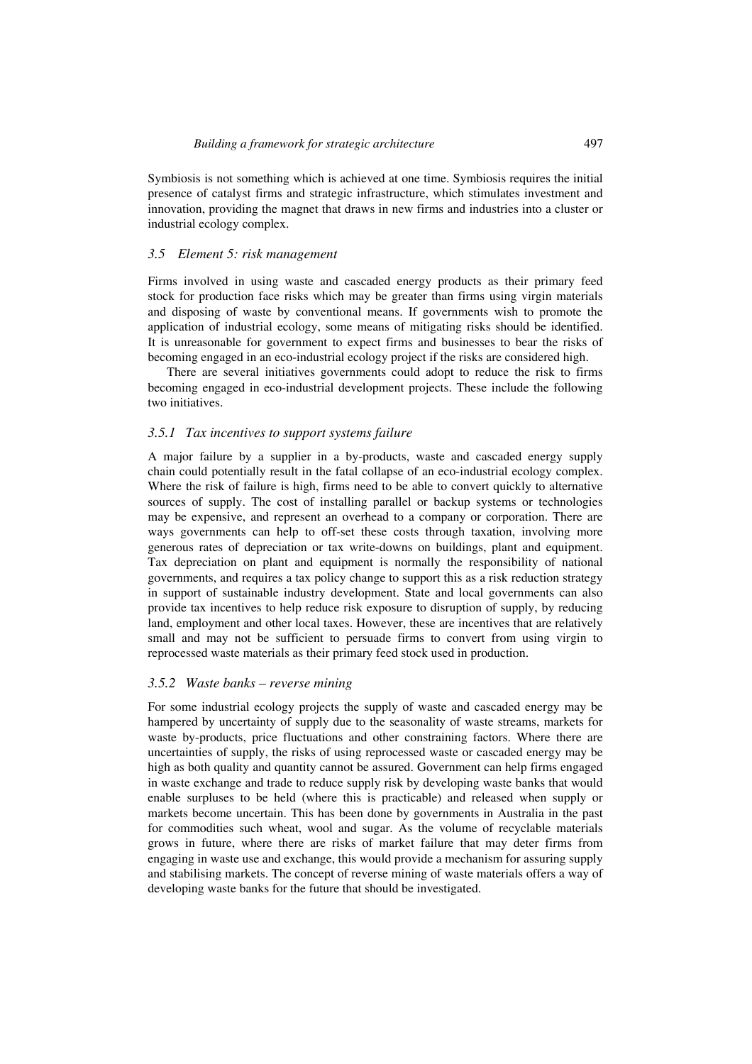Symbiosis is not something which is achieved at one time. Symbiosis requires the initial presence of catalyst firms and strategic infrastructure, which stimulates investment and innovation, providing the magnet that draws in new firms and industries into a cluster or industrial ecology complex.

### *3.5 Element 5: risk management*

Firms involved in using waste and cascaded energy products as their primary feed stock for production face risks which may be greater than firms using virgin materials and disposing of waste by conventional means. If governments wish to promote the application of industrial ecology, some means of mitigating risks should be identified. It is unreasonable for government to expect firms and businesses to bear the risks of becoming engaged in an eco-industrial ecology project if the risks are considered high.

There are several initiatives governments could adopt to reduce the risk to firms becoming engaged in eco-industrial development projects. These include the following two initiatives.

#### *3.5.1 Tax incentives to support systems failure*

A major failure by a supplier in a by-products, waste and cascaded energy supply chain could potentially result in the fatal collapse of an eco-industrial ecology complex. Where the risk of failure is high, firms need to be able to convert quickly to alternative sources of supply. The cost of installing parallel or backup systems or technologies may be expensive, and represent an overhead to a company or corporation. There are ways governments can help to off-set these costs through taxation, involving more generous rates of depreciation or tax write-downs on buildings, plant and equipment. Tax depreciation on plant and equipment is normally the responsibility of national governments, and requires a tax policy change to support this as a risk reduction strategy in support of sustainable industry development. State and local governments can also provide tax incentives to help reduce risk exposure to disruption of supply, by reducing land, employment and other local taxes. However, these are incentives that are relatively small and may not be sufficient to persuade firms to convert from using virgin to reprocessed waste materials as their primary feed stock used in production.

#### *3.5.2 Waste banks – reverse mining*

For some industrial ecology projects the supply of waste and cascaded energy may be hampered by uncertainty of supply due to the seasonality of waste streams, markets for waste by-products, price fluctuations and other constraining factors. Where there are uncertainties of supply, the risks of using reprocessed waste or cascaded energy may be high as both quality and quantity cannot be assured. Government can help firms engaged in waste exchange and trade to reduce supply risk by developing waste banks that would enable surpluses to be held (where this is practicable) and released when supply or markets become uncertain. This has been done by governments in Australia in the past for commodities such wheat, wool and sugar. As the volume of recyclable materials grows in future, where there are risks of market failure that may deter firms from engaging in waste use and exchange, this would provide a mechanism for assuring supply and stabilising markets. The concept of reverse mining of waste materials offers a way of developing waste banks for the future that should be investigated.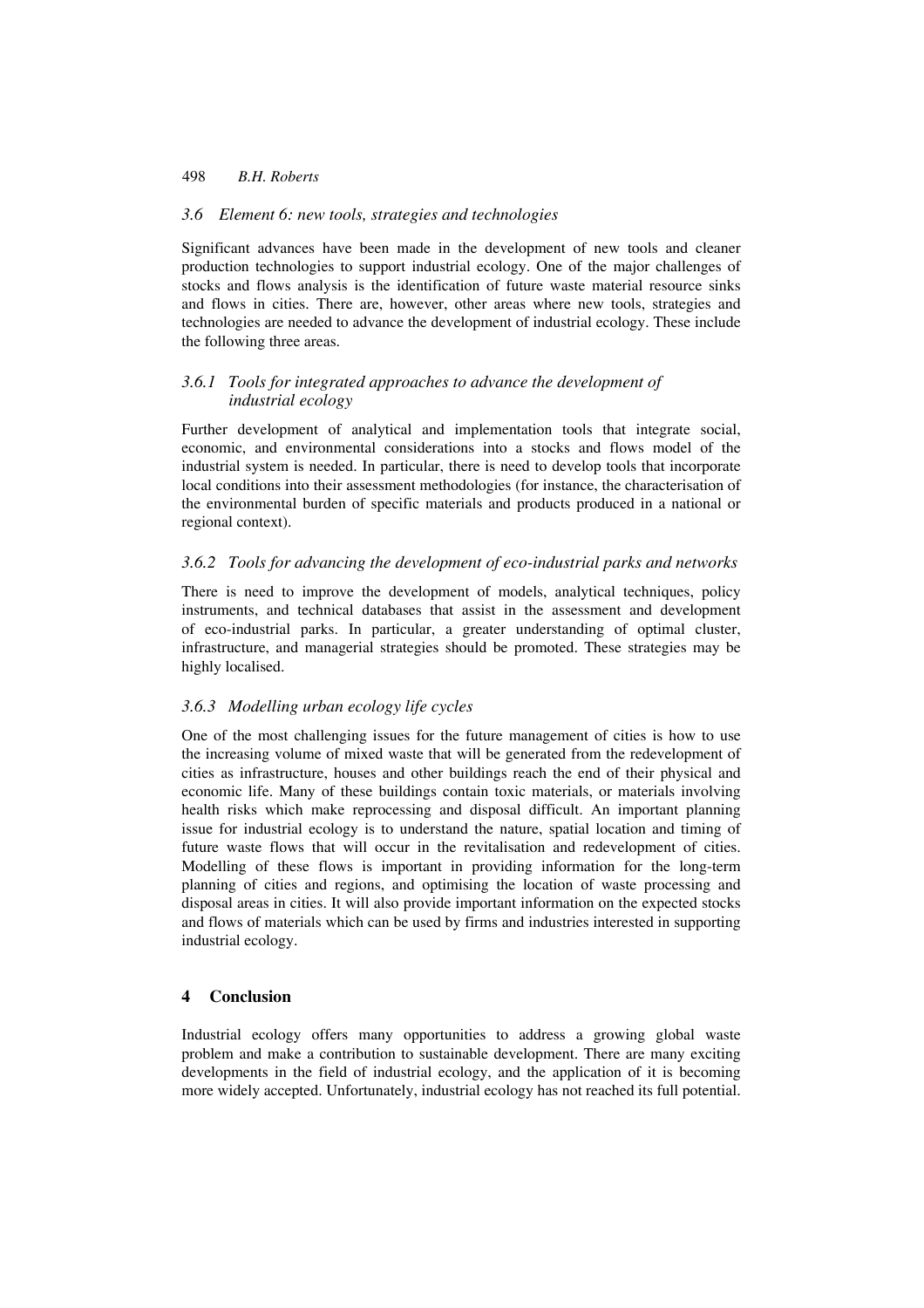### *3.6 Element 6: new tools, strategies and technologies*

Significant advances have been made in the development of new tools and cleaner production technologies to support industrial ecology. One of the major challenges of stocks and flows analysis is the identification of future waste material resource sinks and flows in cities. There are, however, other areas where new tools, strategies and technologies are needed to advance the development of industrial ecology. These include the following three areas.

#### *3.6.1 Tools for integrated approaches to advance the development of industrial ecology*

Further development of analytical and implementation tools that integrate social, economic, and environmental considerations into a stocks and flows model of the industrial system is needed. In particular, there is need to develop tools that incorporate local conditions into their assessment methodologies (for instance, the characterisation of the environmental burden of specific materials and products produced in a national or regional context).

#### *3.6.2 Tools for advancing the development of eco-industrial parks and networks*

There is need to improve the development of models, analytical techniques, policy instruments, and technical databases that assist in the assessment and development of eco-industrial parks. In particular, a greater understanding of optimal cluster, infrastructure, and managerial strategies should be promoted. These strategies may be highly localised.

#### *3.6.3 Modelling urban ecology life cycles*

One of the most challenging issues for the future management of cities is how to use the increasing volume of mixed waste that will be generated from the redevelopment of cities as infrastructure, houses and other buildings reach the end of their physical and economic life. Many of these buildings contain toxic materials, or materials involving health risks which make reprocessing and disposal difficult. An important planning issue for industrial ecology is to understand the nature, spatial location and timing of future waste flows that will occur in the revitalisation and redevelopment of cities. Modelling of these flows is important in providing information for the long-term planning of cities and regions, and optimising the location of waste processing and disposal areas in cities. It will also provide important information on the expected stocks and flows of materials which can be used by firms and industries interested in supporting industrial ecology.

## 4 Conclusion

Industrial ecology offers many opportunities to address a growing global waste problem and make a contribution to sustainable development. There are many exciting developments in the field of industrial ecology, and the application of it is becoming more widely accepted. Unfortunately, industrial ecology has not reached its full potential.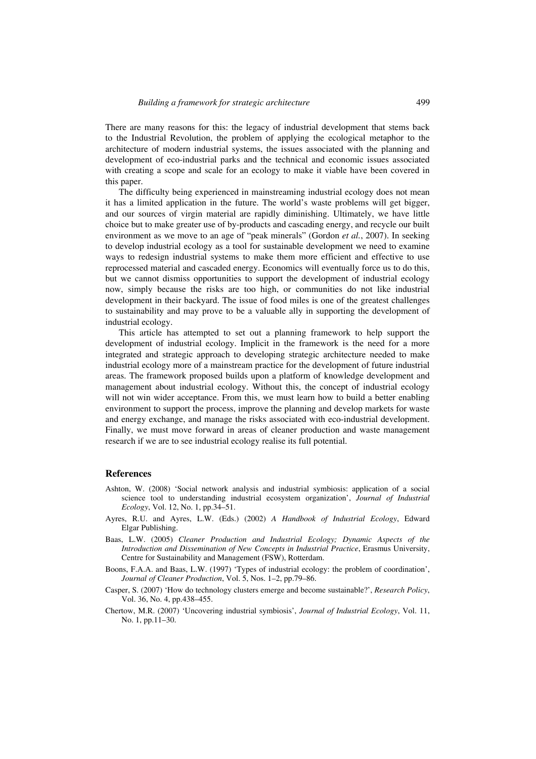There are many reasons for this: the legacy of industrial development that stems back to the Industrial Revolution, the problem of applying the ecological metaphor to the architecture of modern industrial systems, the issues associated with the planning and development of eco-industrial parks and the technical and economic issues associated with creating a scope and scale for an ecology to make it viable have been covered in this paper.

The difficulty being experienced in mainstreaming industrial ecology does not mean it has a limited application in the future. The world's waste problems will get bigger, and our sources of virgin material are rapidly diminishing. Ultimately, we have little choice but to make greater use of by-products and cascading energy, and recycle our built environment as we move to an age of "peak minerals" (Gordon *et al.*, 2007). In seeking to develop industrial ecology as a tool for sustainable development we need to examine ways to redesign industrial systems to make them more efficient and effective to use reprocessed material and cascaded energy. Economics will eventually force us to do this, but we cannot dismiss opportunities to support the development of industrial ecology now, simply because the risks are too high, or communities do not like industrial development in their backyard. The issue of food miles is one of the greatest challenges to sustainability and may prove to be a valuable ally in supporting the development of industrial ecology.

This article has attempted to set out a planning framework to help support the development of industrial ecology. Implicit in the framework is the need for a more integrated and strategic approach to developing strategic architecture needed to make industrial ecology more of a mainstream practice for the development of future industrial areas. The framework proposed builds upon a platform of knowledge development and management about industrial ecology. Without this, the concept of industrial ecology will not win wider acceptance. From this, we must learn how to build a better enabling environment to support the process, improve the planning and develop markets for waste and energy exchange, and manage the risks associated with eco-industrial development. Finally, we must move forward in areas of cleaner production and waste management research if we are to see industrial ecology realise its full potential.

## References

Ashton, W. (2008) 'Social network analysis and industrial symbiosis: application of a social science tool to understanding industrial ecosystem organization', *Journal of Industrial Ecology*, Vol. 12, No. 1, pp.34–51.

Ayres, R.U. and Ayres, L.W. (Eds.) (2002) *A Handbook of Industrial Ecology*, Edward Elgar Publishing.

Baas, L.W. (2005) *Cleaner Production and Industrial Ecology; Dynamic Aspects of the Introduction and Dissemination of New Concepts in Industrial Practice*, Erasmus University, Centre for Sustainability and Management (FSW), Rotterdam.

Boons, F.A.A. and Baas, L.W. (1997) 'Types of industrial ecology: the problem of coordination', *Journal of Cleaner Production*, Vol. 5, Nos. 1–2, pp.79–86.

Casper, S. (2007) 'How do technology clusters emerge and become sustainable?', *Research Policy*, Vol. 36, No. 4, pp.438–455.

Chertow, M.R. (2007) 'Uncovering industrial symbiosis', *Journal of Industrial Ecology*, Vol. 11, No. 1, pp.11–30.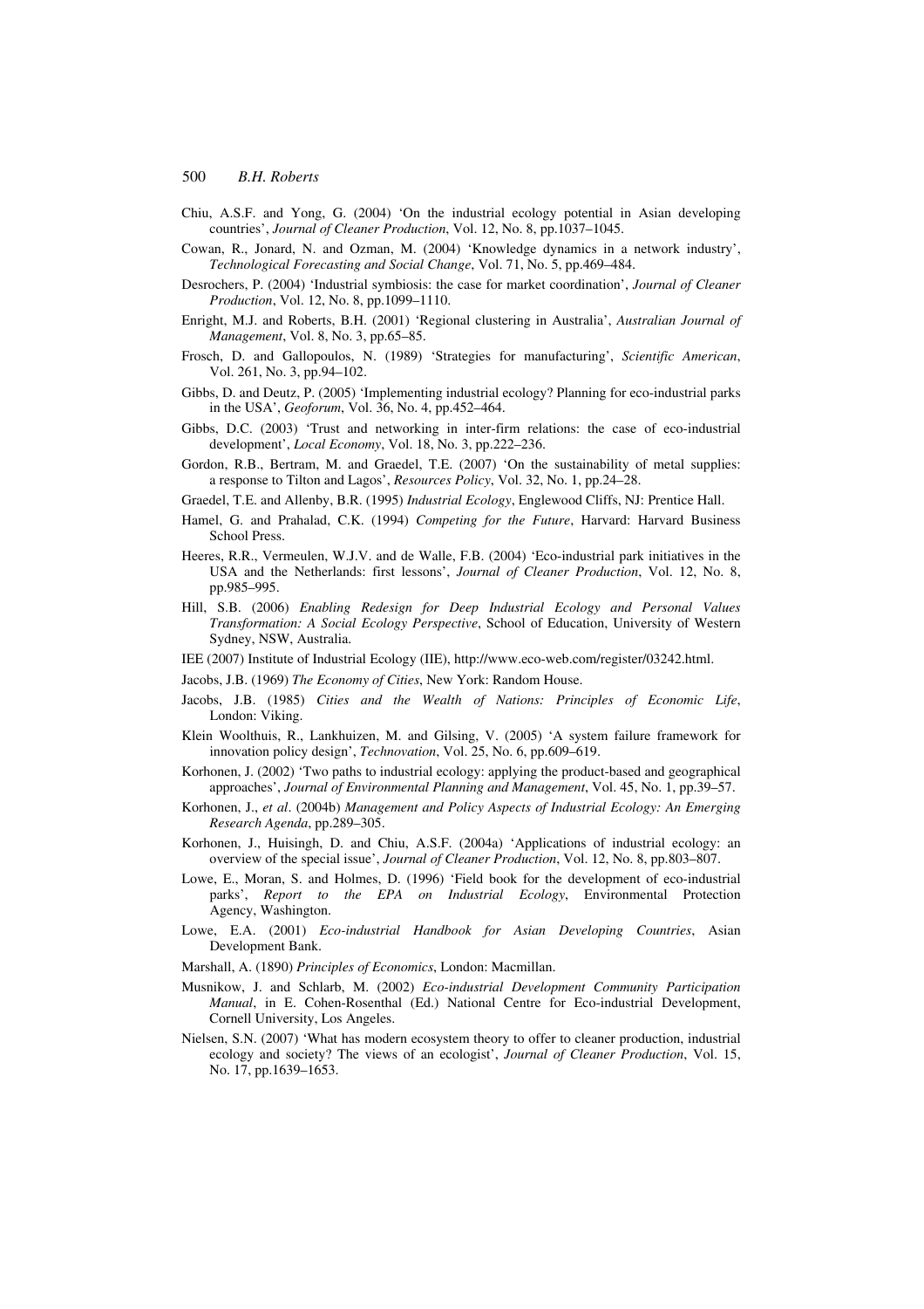Chiu, A.S.F. and Yong, G. (2004) 'On the industrial ecology potential in Asian developing countries', *Journal of Cleaner Production*, Vol. 12, No. 8, pp.1037–1045.

Cowan, R., Jonard, N. and Ozman, M. (2004) 'Knowledge dynamics in a network industry', *Technological Forecasting and Social Change*, Vol. 71, No. 5, pp.469–484.

Desrochers, P. (2004) 'Industrial symbiosis: the case for market coordination', *Journal of Cleaner Production*, Vol. 12, No. 8, pp.1099–1110.

Enright, M.J. and Roberts, B.H. (2001) 'Regional clustering in Australia', *Australian Journal of Management*, Vol. 8, No. 3, pp.65–85.

Frosch, D. and Gallopoulos, N. (1989) 'Strategies for manufacturing', *Scientific American*, Vol. 261, No. 3, pp.94–102.

Gibbs, D. and Deutz, P. (2005) 'Implementing industrial ecology? Planning for eco-industrial parks in the USA', *Geoforum*, Vol. 36, No. 4, pp.452–464.

Gibbs, D.C. (2003) 'Trust and networking in inter-firm relations: the case of eco-industrial development', *Local Economy*, Vol. 18, No. 3, pp.222–236.

Gordon, R.B., Bertram, M. and Graedel, T.E. (2007) 'On the sustainability of metal supplies: a response to Tilton and Lagos', *Resources Policy*, Vol. 32, No. 1, pp.24–28.

Graedel, T.E. and Allenby, B.R. (1995) *Industrial Ecology*, Englewood Cliffs, NJ: Prentice Hall.

Hamel, G. and Prahalad, C.K. (1994) *Competing for the Future*, Harvard: Harvard Business School Press.

Heeres, R.R., Vermeulen, W.J.V. and de Walle, F.B. (2004) 'Eco-industrial park initiatives in the USA and the Netherlands: first lessons', *Journal of Cleaner Production*, Vol. 12, No. 8, pp.985–995.

Hill, S.B. (2006) *Enabling Redesign for Deep Industrial Ecology and Personal Values Transformation: A Social Ecology Perspective*, School of Education, University of Western Sydney, NSW, Australia.

IEE (2007) Institute of Industrial Ecology (IIE), http://www.eco-web.com/register/03242.html.

Jacobs, J.B. (1969) *The Economy of Cities*, New York: Random House.

Jacobs, J.B. (1985) *Cities and the Wealth of Nations: Principles of Economic Life*, London: Viking.

Klein Woolthuis, R., Lankhuizen, M. and Gilsing, V. (2005) 'A system failure framework for innovation policy design', *Technovation*, Vol. 25, No. 6, pp.609–619.

Korhonen, J. (2002) 'Two paths to industrial ecology: applying the product-based and geographical approaches', *Journal of Environmental Planning and Management*, Vol. 45, No. 1, pp.39–57.

Korhonen, J., *et al*. (2004b) *Management and Policy Aspects of Industrial Ecology: An Emerging Research Agenda*, pp.289–305.

Korhonen, J., Huisingh, D. and Chiu, A.S.F. (2004a) 'Applications of industrial ecology: an overview of the special issue', *Journal of Cleaner Production*, Vol. 12, No. 8, pp.803–807.

Lowe, E., Moran, S. and Holmes, D. (1996) 'Field book for the development of eco-industrial parks', *Report to the EPA on Industrial Ecology*, Environmental Protection Agency, Washington.

Lowe, E.A. (2001) *Eco-industrial Handbook for Asian Developing Countries*, Asian Development Bank.

Marshall, A. (1890) *Principles of Economics*, London: Macmillan.

Musnikow, J. and Schlarb, M. (2002) *Eco-industrial Development Community Participation Manual*, in E. Cohen-Rosenthal (Ed.) National Centre for Eco-industrial Development, Cornell University, Los Angeles.

Nielsen, S.N. (2007) 'What has modern ecosystem theory to offer to cleaner production, industrial ecology and society? The views of an ecologist', *Journal of Cleaner Production*, Vol. 15, No. 17, pp.1639–1653.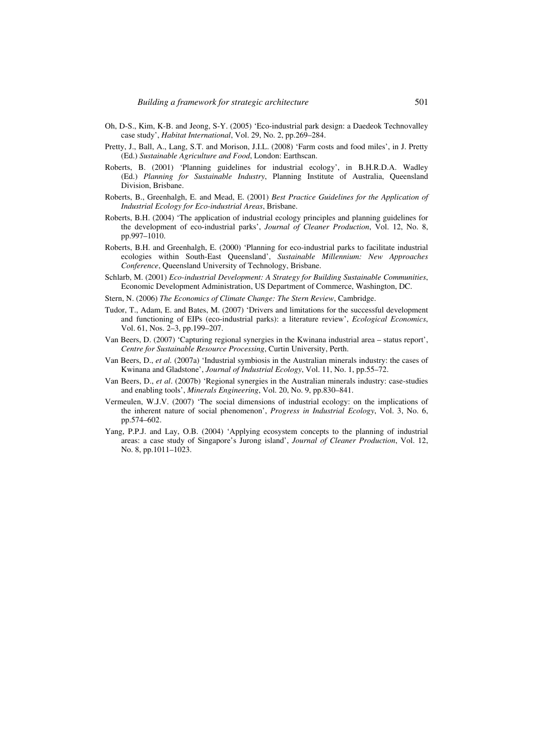Oh, D-S., Kim, K-B. and Jeong, S-Y. (2005) 'Eco-industrial park design: a Daedeok Technovalley case study', *Habitat International*, Vol. 29, No. 2, pp.269–284.

Pretty, J., Ball, A., Lang, S.T. and Morison, J.I.L. (2008) 'Farm costs and food miles', in J. Pretty (Ed.) *Sustainable Agriculture and Food*, London: Earthscan.

Roberts, B. (2001) 'Planning guidelines for industrial ecology', in B.H.R.D.A. Wadley (Ed.) *Planning for Sustainable Industry*, Planning Institute of Australia, Queensland Division, Brisbane.

Roberts, B., Greenhalgh, E. and Mead, E. (2001) *Best Practice Guidelines for the Application of Industrial Ecology for Eco-industrial Areas*, Brisbane.

Roberts, B.H. (2004) 'The application of industrial ecology principles and planning guidelines for the development of eco-industrial parks', *Journal of Cleaner Production*, Vol. 12, No. 8, pp.997–1010.

Roberts, B.H. and Greenhalgh, E. (2000) 'Planning for eco-industrial parks to facilitate industrial ecologies within South-East Queensland', *Sustainable Millennium: New Approaches Conference*, Queensland University of Technology, Brisbane.

Schlarb, M. (2001) *Eco-industrial Development: A Strategy for Building Sustainable Communities*, Economic Development Administration, US Department of Commerce, Washington, DC.

Stern, N. (2006) *The Economics of Climate Change: The Stern Review*, Cambridge.

Tudor, T., Adam, E. and Bates, M. (2007) 'Drivers and limitations for the successful development and functioning of EIPs (eco-industrial parks): a literature review', *Ecological Economics*, Vol. 61, Nos. 2–3, pp.199–207.

Van Beers, D. (2007) 'Capturing regional synergies in the Kwinana industrial area – status report', *Centre for Sustainable Resource Processing*, Curtin University, Perth.

Van Beers, D., *et al.* (2007a) 'Industrial symbiosis in the Australian minerals industry: the cases of Kwinana and Gladstone', *Journal of Industrial Ecology*, Vol. 11, No. 1, pp.55–72.

Van Beers, D., *et al*. (2007b) 'Regional synergies in the Australian minerals industry: case-studies and enabling tools', *Minerals Engineering*, Vol. 20, No. 9, pp.830–841.

Vermeulen, W.J.V. (2007) 'The social dimensions of industrial ecology: on the implications of the inherent nature of social phenomenon', *Progress in Industrial Ecology*, Vol. 3, No. 6, pp.574–602.

Yang, P.P.J. and Lay, O.B. (2004) 'Applying ecosystem concepts to the planning of industrial areas: a case study of Singapore's Jurong island', *Journal of Cleaner Production*, Vol. 12, No. 8, pp.1011–1023.